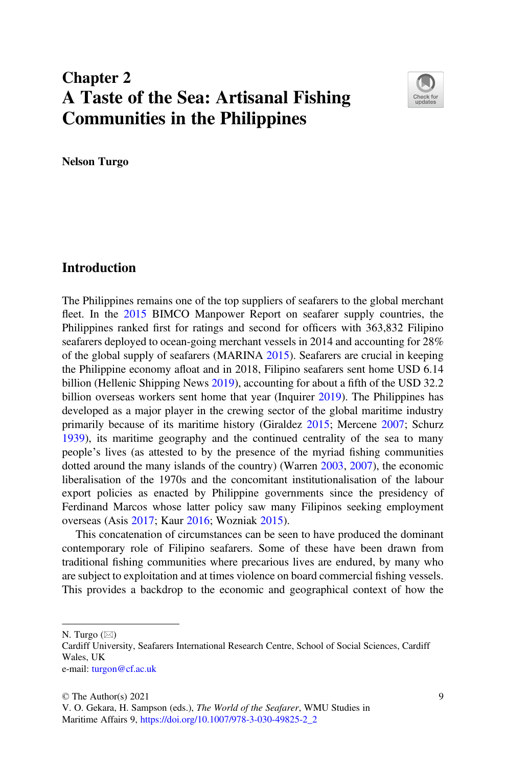# Chapter 2
# A Taste of the Sea: Artisanal Fishing Communities in the Philippines

**Nelson Turgo**

## Introduction

The Philippines remains one of the top suppliers of seafarers to the global merchant fleet. In the 2015 BIMCO Manpower Report on seafarer supply countries, the Philippines ranked first for ratings and second for officers with 363,832 Filipino seafarers deployed to ocean-going merchant vessels in 2014 and accounting for 28% of the global supply of seafarers (MARINA 2015). Seafarers are crucial in keeping the Philippine economy afloat and in 2018, Filipino seafarers sent home USD 6.14 billion (Hellenic Shipping News 2019), accounting for about a fifth of the USD 32.2 billion overseas workers sent home that year (Inquirer 2019). The Philippines has developed as a major player in the crewing sector of the global maritime industry primarily because of its maritime history (Giraldez 2015; Mercene 2007; Schurz 1939), its maritime geography and the continued centrality of the sea to many people's lives (as attested to by the presence of the myriad fishing communities dotted around the many islands of the country) (Warren 2003, 2007), the economic liberalisation of the 1970s and the concomitant institutionalisation of the labour export policies as enacted by Philippine governments since the presidency of Ferdinand Marcos whose latter policy saw many Filipinos seeking employment overseas (Asis 2017; Kaur 2016; Wozniak 2015).

This concatenation of circumstances can be seen to have produced the dominant contemporary role of Filipino seafarers. Some of these have been drawn from traditional fishing communities where precarious lives are endured, by many who are subject to exploitation and at times violence on board commercial fishing vessels. This provides a backdrop to the economic and geographical context of how the

---

N. Turgo (✉)
Cardiff University, Seafarers International Research Centre, School of Social Sciences, Cardiff Wales, UK
e-mail: turgon@cf.ac.uk

© The Author(s) 2021
V. O. Gekara, H. Sampson (eds.), *The World of the Seafarer*, WMU Studies in Maritime Affairs 9, https://doi.org/10.1007/978-3-030-49825-2_2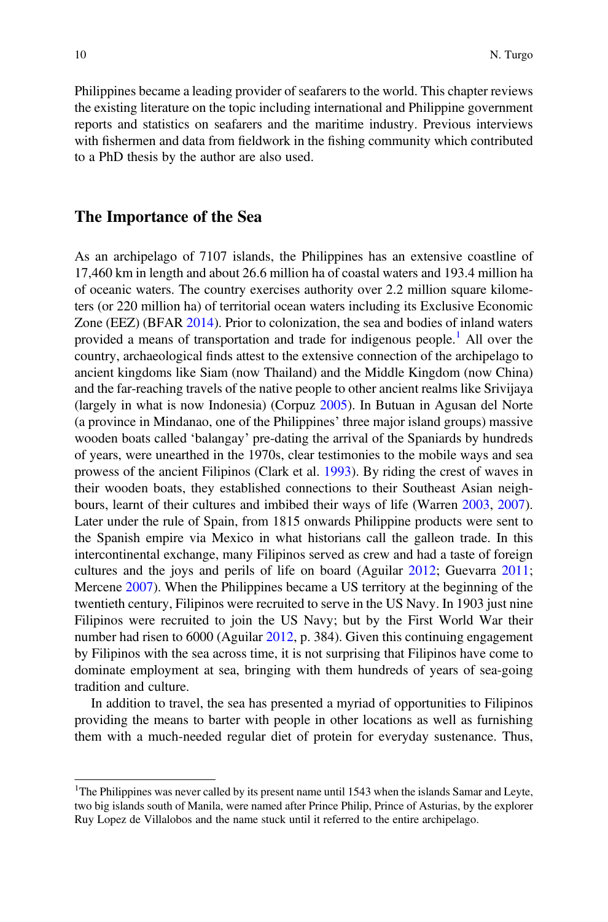Philippines became a leading provider of seafarers to the world. This chapter reviews the existing literature on the topic including international and Philippine government reports and statistics on seafarers and the maritime industry. Previous interviews with fishermen and data from fieldwork in the fishing community which contributed to a PhD thesis by the author are also used.

## The Importance of the Sea

As an archipelago of 7107 islands, the Philippines has an extensive coastline of 17,460 km in length and about 26.6 million ha of coastal waters and 193.4 million ha of oceanic waters. The country exercises authority over 2.2 million square kilometers (or 220 million ha) of territorial ocean waters including its Exclusive Economic Zone (EEZ) (BFAR 2014). Prior to colonization, the sea and bodies of inland waters provided a means of transportation and trade for indigenous people.[1] All over the country, archaeological finds attest to the extensive connection of the archipelago to ancient kingdoms like Siam (now Thailand) and the Middle Kingdom (now China) and the far-reaching travels of the native people to other ancient realms like Srivijaya (largely in what is now Indonesia) (Corpuz 2005). In Butuan in Agusan del Norte (a province in Mindanao, one of the Philippines' three major island groups) massive wooden boats called 'balangay' pre-dating the arrival of the Spaniards by hundreds of years, were unearthed in the 1970s, clear testimonies to the mobile ways and sea prowess of the ancient Filipinos (Clark et al. 1993). By riding the crest of waves in their wooden boats, they established connections to their Southeast Asian neighbours, learnt of their cultures and imbibed their ways of life (Warren 2003, 2007). Later under the rule of Spain, from 1815 onwards Philippine products were sent to the Spanish empire via Mexico in what historians call the galleon trade. In this intercontinental exchange, many Filipinos served as crew and had a taste of foreign cultures and the joys and perils of life on board (Aguilar 2012; Guevarra 2011; Mercene 2007). When the Philippines became a US territory at the beginning of the twentieth century, Filipinos were recruited to serve in the US Navy. In 1903 just nine Filipinos were recruited to join the US Navy; but by the First World War their number had risen to 6000 (Aguilar 2012, p. 384). Given this continuing engagement by Filipinos with the sea across time, it is not surprising that Filipinos have come to dominate employment at sea, bringing with them hundreds of years of sea-going tradition and culture.

In addition to travel, the sea has presented a myriad of opportunities to Filipinos providing the means to barter with people in other locations as well as furnishing them with a much-needed regular diet of protein for everyday sustenance. Thus,

[1]The Philippines was never called by its present name until 1543 when the islands Samar and Leyte, two big islands south of Manila, were named after Prince Philip, Prince of Asturias, by the explorer Ruy Lopez de Villalobos and the name stuck until it referred to the entire archipelago.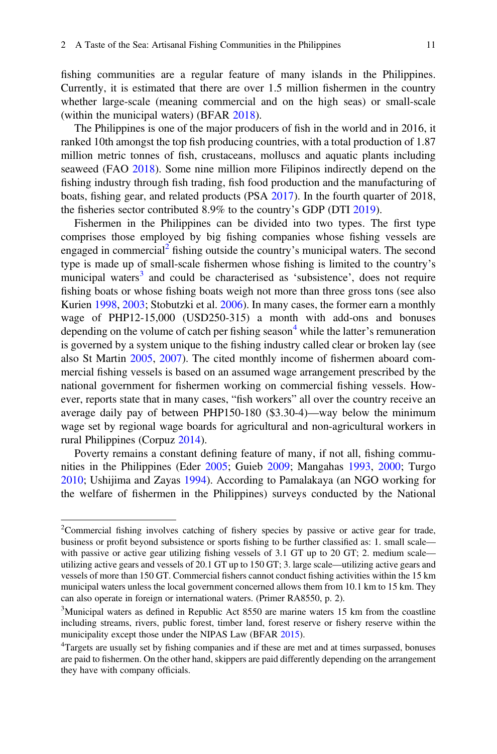fishing communities are a regular feature of many islands in the Philippines. Currently, it is estimated that there are over 1.5 million fishermen in the country whether large-scale (meaning commercial and on the high seas) or small-scale (within the municipal waters) (BFAR 2018).

The Philippines is one of the major producers of fish in the world and in 2016, it ranked 10th amongst the top fish producing countries, with a total production of 1.87 million metric tonnes of fish, crustaceans, molluscs and aquatic plants including seaweed (FAO 2018). Some nine million more Filipinos indirectly depend on the fishing industry through fish trading, fish food production and the manufacturing of boats, fishing gear, and related products (PSA 2017). In the fourth quarter of 2018, the fisheries sector contributed 8.9% to the country's GDP (DTI 2019).

Fishermen in the Philippines can be divided into two types. The first type comprises those employed by big fishing companies whose fishing vessels are engaged in commercial[2] fishing outside the country's municipal waters. The second type is made up of small-scale fishermen whose fishing is limited to the country's municipal waters[3] and could be characterised as 'subsistence', does not require fishing boats or whose fishing boats weigh not more than three gross tons (see also Kurien 1998, 2003; Stobutzki et al. 2006). In many cases, the former earn a monthly wage of PHP12-15,000 (USD250-315) a month with add-ons and bonuses depending on the volume of catch per fishing season[4] while the latter's remuneration is governed by a system unique to the fishing industry called clear or broken lay (see also St Martin 2005, 2007). The cited monthly income of fishermen aboard commercial fishing vessels is based on an assumed wage arrangement prescribed by the national government for fishermen working on commercial fishing vessels. However, reports state that in many cases, "fish workers" all over the country receive an average daily pay of between PHP150-180 ($3.30-4)—way below the minimum wage set by regional wage boards for agricultural and non-agricultural workers in rural Philippines (Corpuz 2014).

Poverty remains a constant defining feature of many, if not all, fishing communities in the Philippines (Eder 2005; Guieb 2009; Mangahas 1993, 2000; Turgo 2010; Ushijima and Zayas 1994). According to Pamalakaya (an NGO working for the welfare of fishermen in the Philippines) surveys conducted by the National

---

[2]Commercial fishing involves catching of fishery species by passive or active gear for trade, business or profit beyond subsistence or sports fishing to be further classified as: 1. small scale—with passive or active gear utilizing fishing vessels of 3.1 GT up to 20 GT; 2. medium scale—utilizing active gears and vessels of 20.1 GT up to 150 GT; 3. large scale—utilizing active gears and vessels of more than 150 GT. Commercial fishers cannot conduct fishing activities within the 15 km municipal waters unless the local government concerned allows them from 10.1 km to 15 km. They can also operate in foreign or international waters. (Primer RA8550, p. 2).

[3]Municipal waters as defined in Republic Act 8550 are marine waters 15 km from the coastline including streams, rivers, public forest, timber land, forest reserve or fishery reserve within the municipality except those under the NIPAS Law (BFAR 2015).

[4]Targets are usually set by fishing companies and if these are met and at times surpassed, bonuses are paid to fishermen. On the other hand, skippers are paid differently depending on the arrangement they have with company officials.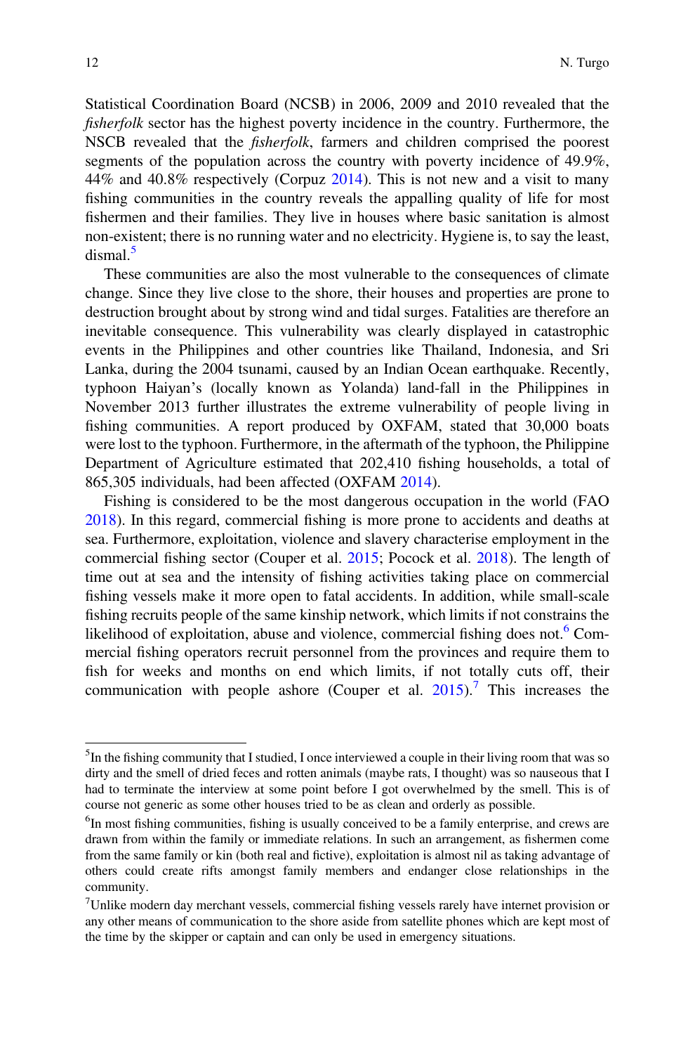Statistical Coordination Board (NCSB) in 2006, 2009 and 2010 revealed that the *fisherfolk* sector has the highest poverty incidence in the country. Furthermore, the NSCB revealed that the *fisherfolk*, farmers and children comprised the poorest segments of the population across the country with poverty incidence of 49.9%, 44% and 40.8% respectively (Corpuz 2014). This is not new and a visit to many fishing communities in the country reveals the appalling quality of life for most fishermen and their families. They live in houses where basic sanitation is almost non-existent; there is no running water and no electricity. Hygiene is, to say the least, dismal.[5]

These communities are also the most vulnerable to the consequences of climate change. Since they live close to the shore, their houses and properties are prone to destruction brought about by strong wind and tidal surges. Fatalities are therefore an inevitable consequence. This vulnerability was clearly displayed in catastrophic events in the Philippines and other countries like Thailand, Indonesia, and Sri Lanka, during the 2004 tsunami, caused by an Indian Ocean earthquake. Recently, typhoon Haiyan's (locally known as Yolanda) land-fall in the Philippines in November 2013 further illustrates the extreme vulnerability of people living in fishing communities. A report produced by OXFAM, stated that 30,000 boats were lost to the typhoon. Furthermore, in the aftermath of the typhoon, the Philippine Department of Agriculture estimated that 202,410 fishing households, a total of 865,305 individuals, had been affected (OXFAM 2014).

Fishing is considered to be the most dangerous occupation in the world (FAO 2018). In this regard, commercial fishing is more prone to accidents and deaths at sea. Furthermore, exploitation, violence and slavery characterise employment in the commercial fishing sector (Couper et al. 2015; Pocock et al. 2018). The length of time out at sea and the intensity of fishing activities taking place on commercial fishing vessels make it more open to fatal accidents. In addition, while small-scale fishing recruits people of the same kinship network, which limits if not constrains the likelihood of exploitation, abuse and violence, commercial fishing does not.[6] Commercial fishing operators recruit personnel from the provinces and require them to fish for weeks and months on end which limits, if not totally cuts off, their communication with people ashore (Couper et al. 2015).[7] This increases the

---

[5] In the fishing community that I studied, I once interviewed a couple in their living room that was so dirty and the smell of dried feces and rotten animals (maybe rats, I thought) was so nauseous that I had to terminate the interview at some point before I got overwhelmed by the smell. This is of course not generic as some other houses tried to be as clean and orderly as possible.

[6] In most fishing communities, fishing is usually conceived to be a family enterprise, and crews are drawn from within the family or immediate relations. In such an arrangement, as fishermen come from the same family or kin (both real and fictive), exploitation is almost nil as taking advantage of others could create rifts amongst family members and endanger close relationships in the community.

[7] Unlike modern day merchant vessels, commercial fishing vessels rarely have internet provision or any other means of communication to the shore aside from satellite phones which are kept most of the time by the skipper or captain and can only be used in emergency situations.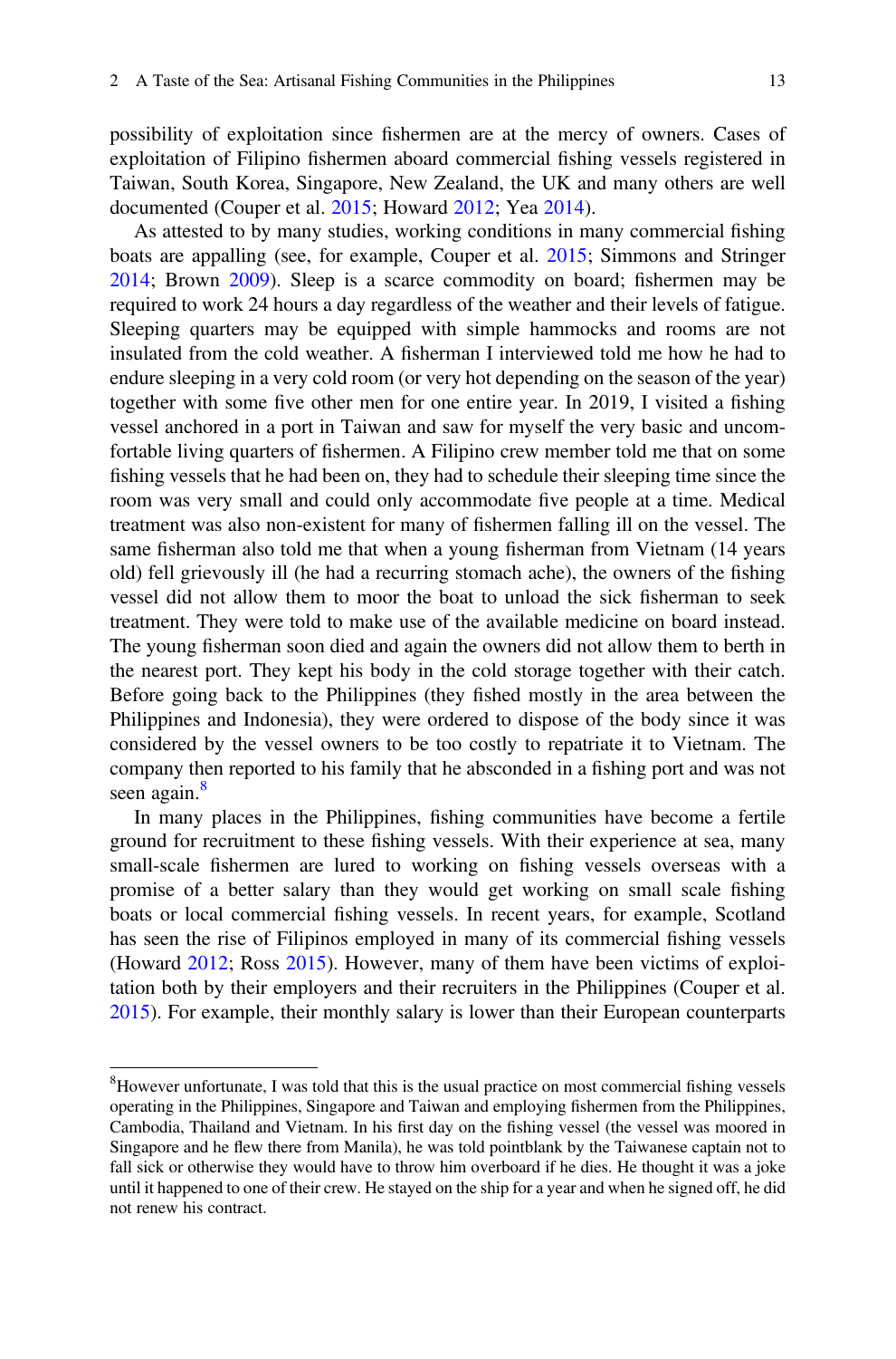possibility of exploitation since fishermen are at the mercy of owners. Cases of exploitation of Filipino fishermen aboard commercial fishing vessels registered in Taiwan, South Korea, Singapore, New Zealand, the UK and many others are well documented (Couper et al. 2015; Howard 2012; Yea 2014).

As attested to by many studies, working conditions in many commercial fishing boats are appalling (see, for example, Couper et al. 2015; Simmons and Stringer 2014; Brown 2009). Sleep is a scarce commodity on board; fishermen may be required to work 24 hours a day regardless of the weather and their levels of fatigue. Sleeping quarters may be equipped with simple hammocks and rooms are not insulated from the cold weather. A fisherman I interviewed told me how he had to endure sleeping in a very cold room (or very hot depending on the season of the year) together with some five other men for one entire year. In 2019, I visited a fishing vessel anchored in a port in Taiwan and saw for myself the very basic and uncomfortable living quarters of fishermen. A Filipino crew member told me that on some fishing vessels that he had been on, they had to schedule their sleeping time since the room was very small and could only accommodate five people at a time. Medical treatment was also non-existent for many of fishermen falling ill on the vessel. The same fisherman also told me that when a young fisherman from Vietnam (14 years old) fell grievously ill (he had a recurring stomach ache), the owners of the fishing vessel did not allow them to moor the boat to unload the sick fisherman to seek treatment. They were told to make use of the available medicine on board instead. The young fisherman soon died and again the owners did not allow them to berth in the nearest port. They kept his body in the cold storage together with their catch. Before going back to the Philippines (they fished mostly in the area between the Philippines and Indonesia), they were ordered to dispose of the body since it was considered by the vessel owners to be too costly to repatriate it to Vietnam. The company then reported to his family that he absconded in a fishing port and was not seen again.[8]

In many places in the Philippines, fishing communities have become a fertile ground for recruitment to these fishing vessels. With their experience at sea, many small-scale fishermen are lured to working on fishing vessels overseas with a promise of a better salary than they would get working on small scale fishing boats or local commercial fishing vessels. In recent years, for example, Scotland has seen the rise of Filipinos employed in many of its commercial fishing vessels (Howard 2012; Ross 2015). However, many of them have been victims of exploitation both by their employers and their recruiters in the Philippines (Couper et al. 2015). For example, their monthly salary is lower than their European counterparts

---

[8] However unfortunate, I was told that this is the usual practice on most commercial fishing vessels operating in the Philippines, Singapore and Taiwan and employing fishermen from the Philippines, Cambodia, Thailand and Vietnam. In his first day on the fishing vessel (the vessel was moored in Singapore and he flew there from Manila), he was told pointblank by the Taiwanese captain not to fall sick or otherwise they would have to throw him overboard if he dies. He thought it was a joke until it happened to one of their crew. He stayed on the ship for a year and when he signed off, he did not renew his contract.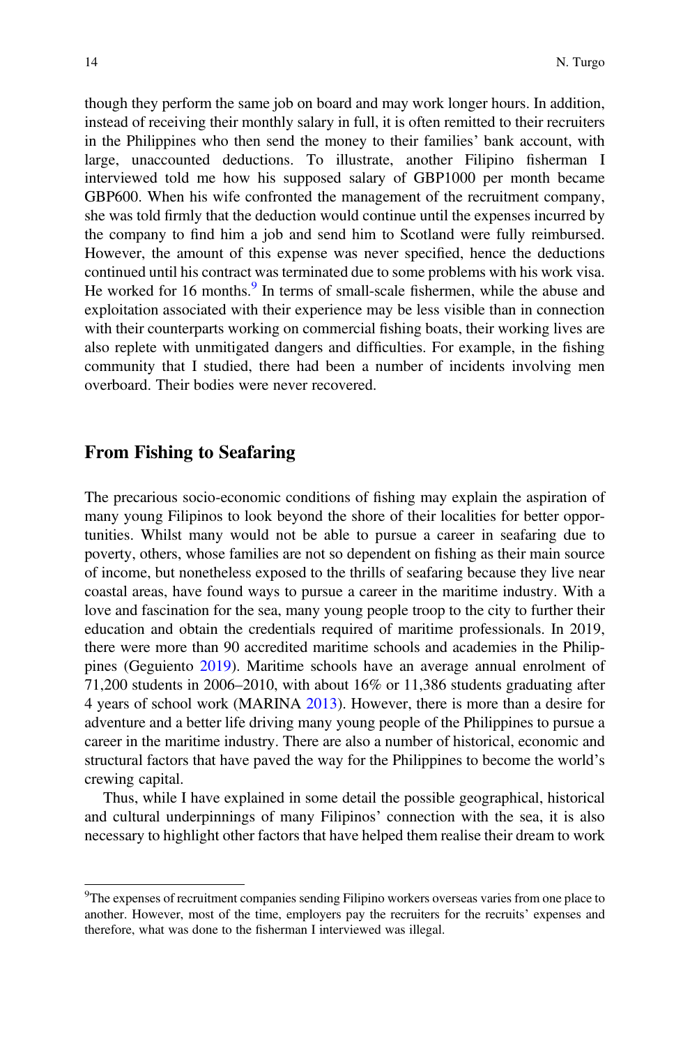though they perform the same job on board and may work longer hours. In addition, instead of receiving their monthly salary in full, it is often remitted to their recruiters in the Philippines who then send the money to their families' bank account, with large, unaccounted deductions. To illustrate, another Filipino fisherman I interviewed told me how his supposed salary of GBP1000 per month became GBP600. When his wife confronted the management of the recruitment company, she was told firmly that the deduction would continue until the expenses incurred by the company to find him a job and send him to Scotland were fully reimbursed. However, the amount of this expense was never specified, hence the deductions continued until his contract was terminated due to some problems with his work visa. He worked for 16 months.[9] In terms of small-scale fishermen, while the abuse and exploitation associated with their experience may be less visible than in connection with their counterparts working on commercial fishing boats, their working lives are also replete with unmitigated dangers and difficulties. For example, in the fishing community that I studied, there had been a number of incidents involving men overboard. Their bodies were never recovered.

## From Fishing to Seafaring

The precarious socio-economic conditions of fishing may explain the aspiration of many young Filipinos to look beyond the shore of their localities for better opportunities. Whilst many would not be able to pursue a career in seafaring due to poverty, others, whose families are not so dependent on fishing as their main source of income, but nonetheless exposed to the thrills of seafaring because they live near coastal areas, have found ways to pursue a career in the maritime industry. With a love and fascination for the sea, many young people troop to the city to further their education and obtain the credentials required of maritime professionals. In 2019, there were more than 90 accredited maritime schools and academies in the Philippines (Geguiento 2019). Maritime schools have an average annual enrolment of 71,200 students in 2006–2010, with about 16% or 11,386 students graduating after 4 years of school work (MARINA 2013). However, there is more than a desire for adventure and a better life driving many young people of the Philippines to pursue a career in the maritime industry. There are also a number of historical, economic and structural factors that have paved the way for the Philippines to become the world's crewing capital.

Thus, while I have explained in some detail the possible geographical, historical and cultural underpinnings of many Filipinos' connection with the sea, it is also necessary to highlight other factors that have helped them realise their dream to work

---

[9] The expenses of recruitment companies sending Filipino workers overseas varies from one place to another. However, most of the time, employers pay the recruiters for the recruits' expenses and therefore, what was done to the fisherman I interviewed was illegal.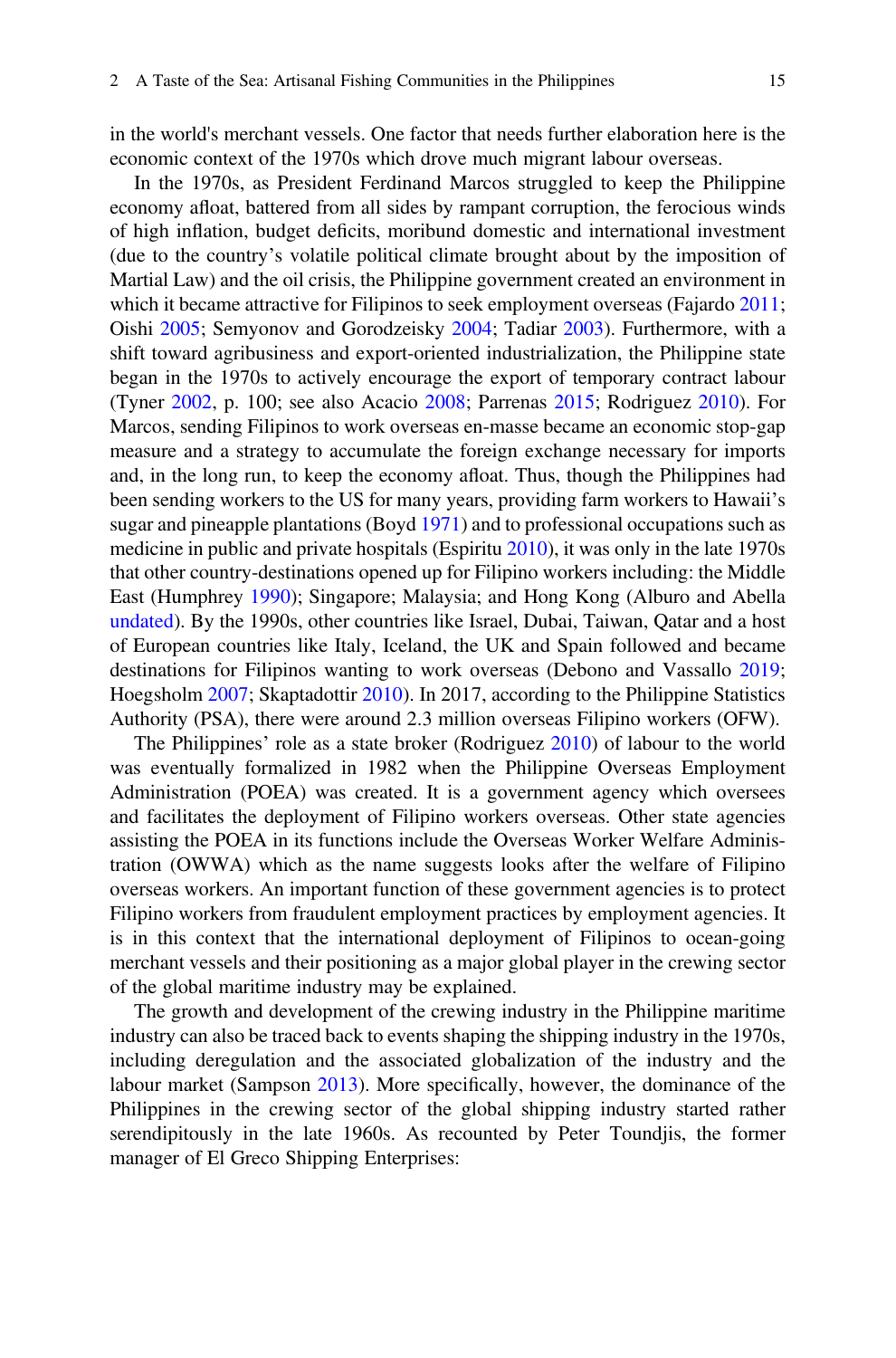in the world's merchant vessels. One factor that needs further elaboration here is the economic context of the 1970s which drove much migrant labour overseas.

In the 1970s, as President Ferdinand Marcos struggled to keep the Philippine economy afloat, battered from all sides by rampant corruption, the ferocious winds of high inflation, budget deficits, moribund domestic and international investment (due to the country's volatile political climate brought about by the imposition of Martial Law) and the oil crisis, the Philippine government created an environment in which it became attractive for Filipinos to seek employment overseas (Fajardo 2011; Oishi 2005; Semyonov and Gorodzeisky 2004; Tadiar 2003). Furthermore, with a shift toward agribusiness and export-oriented industrialization, the Philippine state began in the 1970s to actively encourage the export of temporary contract labour (Tyner 2002, p. 100; see also Acacio 2008; Parrenas 2015; Rodriguez 2010). For Marcos, sending Filipinos to work overseas en-masse became an economic stop-gap measure and a strategy to accumulate the foreign exchange necessary for imports and, in the long run, to keep the economy afloat. Thus, though the Philippines had been sending workers to the US for many years, providing farm workers to Hawaii's sugar and pineapple plantations (Boyd 1971) and to professional occupations such as medicine in public and private hospitals (Espiritu 2010), it was only in the late 1970s that other country-destinations opened up for Filipino workers including: the Middle East (Humphrey 1990); Singapore; Malaysia; and Hong Kong (Alburo and Abella undated). By the 1990s, other countries like Israel, Dubai, Taiwan, Qatar and a host of European countries like Italy, Iceland, the UK and Spain followed and became destinations for Filipinos wanting to work overseas (Debono and Vassallo 2019; Hoegsholm 2007; Skaptadottir 2010). In 2017, according to the Philippine Statistics Authority (PSA), there were around 2.3 million overseas Filipino workers (OFW).

The Philippines' role as a state broker (Rodriguez 2010) of labour to the world was eventually formalized in 1982 when the Philippine Overseas Employment Administration (POEA) was created. It is a government agency which oversees and facilitates the deployment of Filipino workers overseas. Other state agencies assisting the POEA in its functions include the Overseas Worker Welfare Administration (OWWA) which as the name suggests looks after the welfare of Filipino overseas workers. An important function of these government agencies is to protect Filipino workers from fraudulent employment practices by employment agencies. It is in this context that the international deployment of Filipinos to ocean-going merchant vessels and their positioning as a major global player in the crewing sector of the global maritime industry may be explained.

The growth and development of the crewing industry in the Philippine maritime industry can also be traced back to events shaping the shipping industry in the 1970s, including deregulation and the associated globalization of the industry and the labour market (Sampson 2013). More specifically, however, the dominance of the Philippines in the crewing sector of the global shipping industry started rather serendipitously in the late 1960s. As recounted by Peter Toundjis, the former manager of El Greco Shipping Enterprises: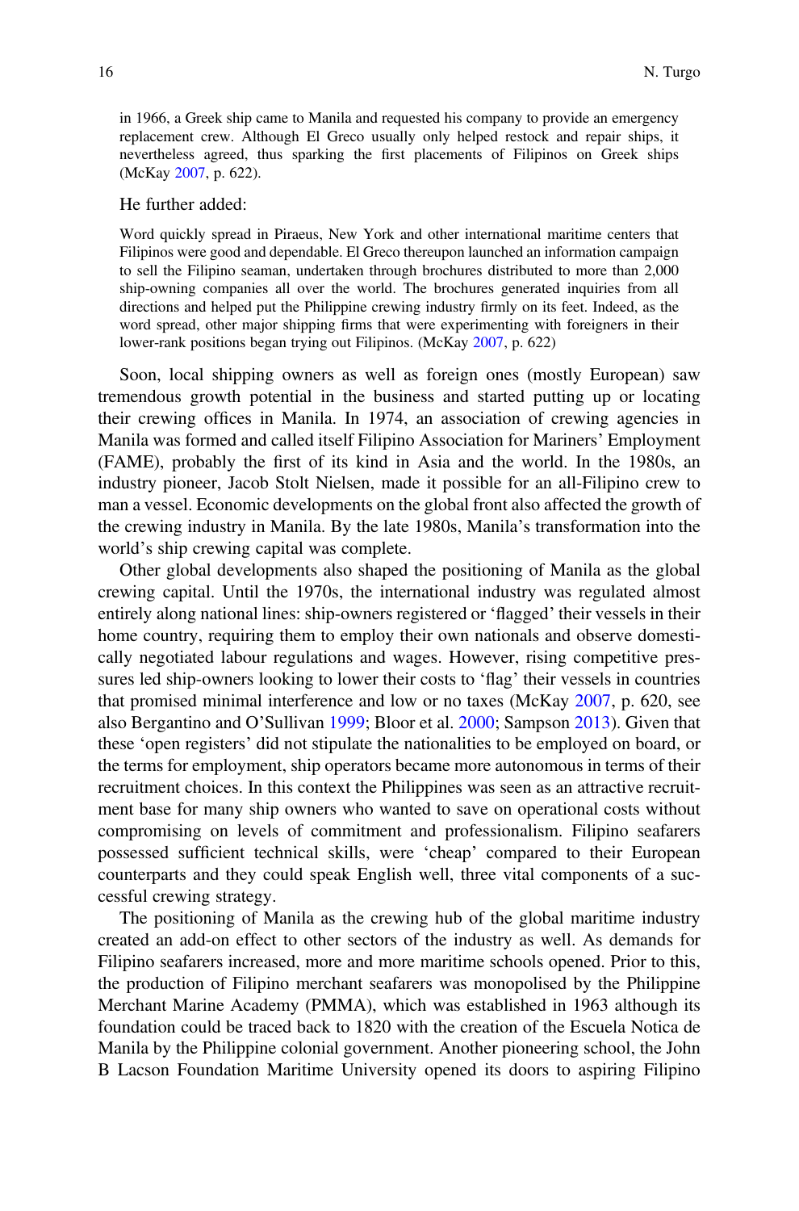> in 1966, a Greek ship came to Manila and requested his company to provide an emergency replacement crew. Although El Greco usually only helped restock and repair ships, it nevertheless agreed, thus sparking the first placements of Filipinos on Greek ships (McKay 2007, p. 622).

He further added:

> Word quickly spread in Piraeus, New York and other international maritime centers that Filipinos were good and dependable. El Greco thereupon launched an information campaign to sell the Filipino seaman, undertaken through brochures distributed to more than 2,000 ship-owning companies all over the world. The brochures generated inquiries from all directions and helped put the Philippine crewing industry firmly on its feet. Indeed, as the word spread, other major shipping firms that were experimenting with foreigners in their lower-rank positions began trying out Filipinos. (McKay 2007, p. 622)

Soon, local shipping owners as well as foreign ones (mostly European) saw tremendous growth potential in the business and started putting up or locating their crewing offices in Manila. In 1974, an association of crewing agencies in Manila was formed and called itself Filipino Association for Mariners' Employment (FAME), probably the first of its kind in Asia and the world. In the 1980s, an industry pioneer, Jacob Stolt Nielsen, made it possible for an all-Filipino crew to man a vessel. Economic developments on the global front also affected the growth of the crewing industry in Manila. By the late 1980s, Manila's transformation into the world's ship crewing capital was complete.

Other global developments also shaped the positioning of Manila as the global crewing capital. Until the 1970s, the international industry was regulated almost entirely along national lines: ship-owners registered or 'flagged' their vessels in their home country, requiring them to employ their own nationals and observe domestically negotiated labour regulations and wages. However, rising competitive pressures led ship-owners looking to lower their costs to 'flag' their vessels in countries that promised minimal interference and low or no taxes (McKay 2007, p. 620, see also Bergantino and O'Sullivan 1999; Bloor et al. 2000; Sampson 2013). Given that these 'open registers' did not stipulate the nationalities to be employed on board, or the terms for employment, ship operators became more autonomous in terms of their recruitment choices. In this context the Philippines was seen as an attractive recruitment base for many ship owners who wanted to save on operational costs without compromising on levels of commitment and professionalism. Filipino seafarers possessed sufficient technical skills, were 'cheap' compared to their European counterparts and they could speak English well, three vital components of a successful crewing strategy.

The positioning of Manila as the crewing hub of the global maritime industry created an add-on effect to other sectors of the industry as well. As demands for Filipino seafarers increased, more and more maritime schools opened. Prior to this, the production of Filipino merchant seafarers was monopolised by the Philippine Merchant Marine Academy (PMMA), which was established in 1963 although its foundation could be traced back to 1820 with the creation of the Escuela Notica de Manila by the Philippine colonial government. Another pioneering school, the John B Lacson Foundation Maritime University opened its doors to aspiring Filipino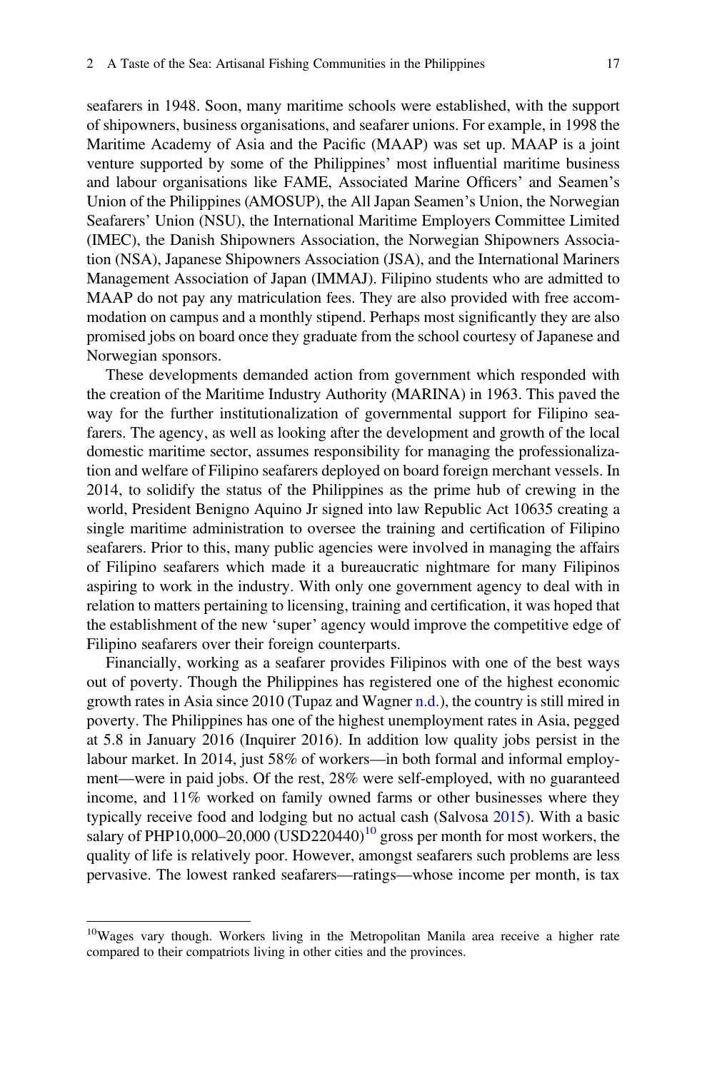seafarers in 1948. Soon, many maritime schools were established, with the support of shipowners, business organisations, and seafarer unions. For example, in 1998 the Maritime Academy of Asia and the Pacific (MAAP) was set up. MAAP is a joint venture supported by some of the Philippines' most influential maritime business and labour organisations like FAME, Associated Marine Officers' and Seamen's Union of the Philippines (AMOSUP), the All Japan Seamen's Union, the Norwegian Seafarers' Union (NSU), the International Maritime Employers Committee Limited (IMEC), the Danish Shipowners Association, the Norwegian Shipowners Association (NSA), Japanese Shipowners Association (JSA), and the International Mariners Management Association of Japan (IMMAJ). Filipino students who are admitted to MAAP do not pay any matriculation fees. They are also provided with free accommodation on campus and a monthly stipend. Perhaps most significantly they are also promised jobs on board once they graduate from the school courtesy of Japanese and Norwegian sponsors.

These developments demanded action from government which responded with the creation of the Maritime Industry Authority (MARINA) in 1963. This paved the way for the further institutionalization of governmental support for Filipino seafarers. The agency, as well as looking after the development and growth of the local domestic maritime sector, assumes responsibility for managing the professionalization and welfare of Filipino seafarers deployed on board foreign merchant vessels. In 2014, to solidify the status of the Philippines as the prime hub of crewing in the world, President Benigno Aquino Jr signed into law Republic Act 10635 creating a single maritime administration to oversee the training and certification of Filipino seafarers. Prior to this, many public agencies were involved in managing the affairs of Filipino seafarers which made it a bureaucratic nightmare for many Filipinos aspiring to work in the industry. With only one government agency to deal with in relation to matters pertaining to licensing, training and certification, it was hoped that the establishment of the new 'super' agency would improve the competitive edge of Filipino seafarers over their foreign counterparts.

Financially, working as a seafarer provides Filipinos with one of the best ways out of poverty. Though the Philippines has registered one of the highest economic growth rates in Asia since 2010 (Tupaz and Wagner n.d.), the country is still mired in poverty. The Philippines has one of the highest unemployment rates in Asia, pegged at 5.8 in January 2016 (Inquirer 2016). In addition low quality jobs persist in the labour market. In 2014, just 58% of workers—in both formal and informal employment—were in paid jobs. Of the rest, 28% were self-employed, with no guaranteed income, and 11% worked on family owned farms or other businesses where they typically receive food and lodging but no actual cash (Salvosa 2015). With a basic salary of PHP10,000–20,000 (USD220440)[10] gross per month for most workers, the quality of life is relatively poor. However, amongst seafarers such problems are less pervasive. The lowest ranked seafarers—ratings—whose income per month, is tax

[10]Wages vary though. Workers living in the Metropolitan Manila area receive a higher rate compared to their compatriots living in other cities and the provinces.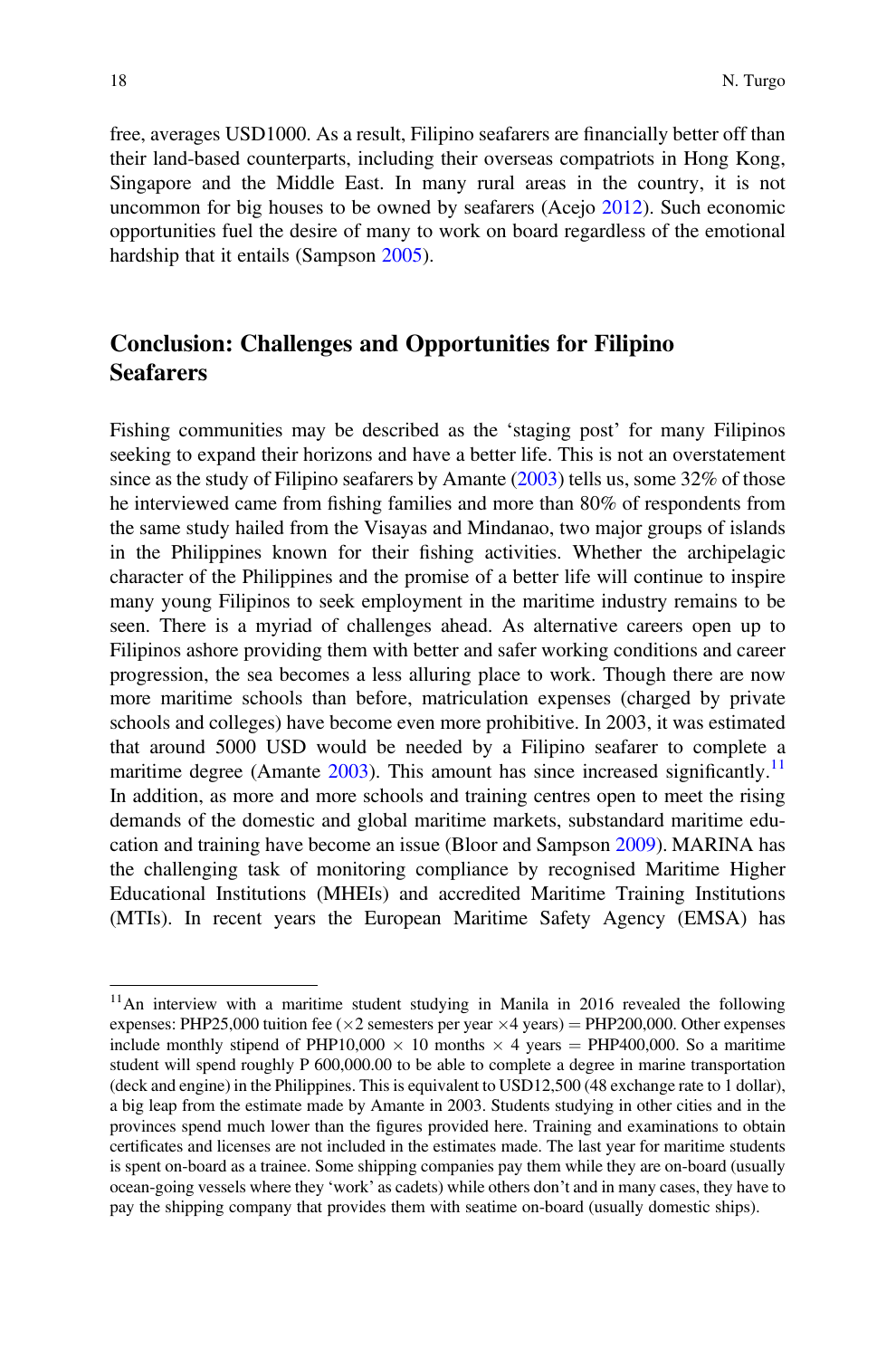free, averages USD1000. As a result, Filipino seafarers are financially better off than their land-based counterparts, including their overseas compatriots in Hong Kong, Singapore and the Middle East. In many rural areas in the country, it is not uncommon for big houses to be owned by seafarers (Acejo 2012). Such economic opportunities fuel the desire of many to work on board regardless of the emotional hardship that it entails (Sampson 2005).

## Conclusion: Challenges and Opportunities for Filipino Seafarers

Fishing communities may be described as the 'staging post' for many Filipinos seeking to expand their horizons and have a better life. This is not an overstatement since as the study of Filipino seafarers by Amante (2003) tells us, some 32% of those he interviewed came from fishing families and more than 80% of respondents from the same study hailed from the Visayas and Mindanao, two major groups of islands in the Philippines known for their fishing activities. Whether the archipelagic character of the Philippines and the promise of a better life will continue to inspire many young Filipinos to seek employment in the maritime industry remains to be seen. There is a myriad of challenges ahead. As alternative careers open up to Filipinos ashore providing them with better and safer working conditions and career progression, the sea becomes a less alluring place to work. Though there are now more maritime schools than before, matriculation expenses (charged by private schools and colleges) have become even more prohibitive. In 2003, it was estimated that around 5000 USD would be needed by a Filipino seafarer to complete a maritime degree (Amante 2003). This amount has since increased significantly.[11] In addition, as more and more schools and training centres open to meet the rising demands of the domestic and global maritime markets, substandard maritime education and training have become an issue (Bloor and Sampson 2009). MARINA has the challenging task of monitoring compliance by recognised Maritime Higher Educational Institutions (MHEIs) and accredited Maritime Training Institutions (MTIs). In recent years the European Maritime Safety Agency (EMSA) has

[11] An interview with a maritime student studying in Manila in 2016 revealed the following expenses: PHP25,000 tuition fee ($\times$2 semesters per year $\times$4 years) = PHP200,000. Other expenses include monthly stipend of PHP10,000 $\times$ 10 months $\times$ 4 years = PHP400,000. So a maritime student will spend roughly P 600,000.00 to be able to complete a degree in marine transportation (deck and engine) in the Philippines. This is equivalent to USD12,500 (48 exchange rate to 1 dollar), a big leap from the estimate made by Amante in 2003. Students studying in other cities and in the provinces spend much lower than the figures provided here. Training and examinations to obtain certificates and licenses are not included in the estimates made. The last year for maritime students is spent on-board as a trainee. Some shipping companies pay them while they are on-board (usually ocean-going vessels where they 'work' as cadets) while others don't and in many cases, they have to pay the shipping company that provides them with seatime on-board (usually domestic ships).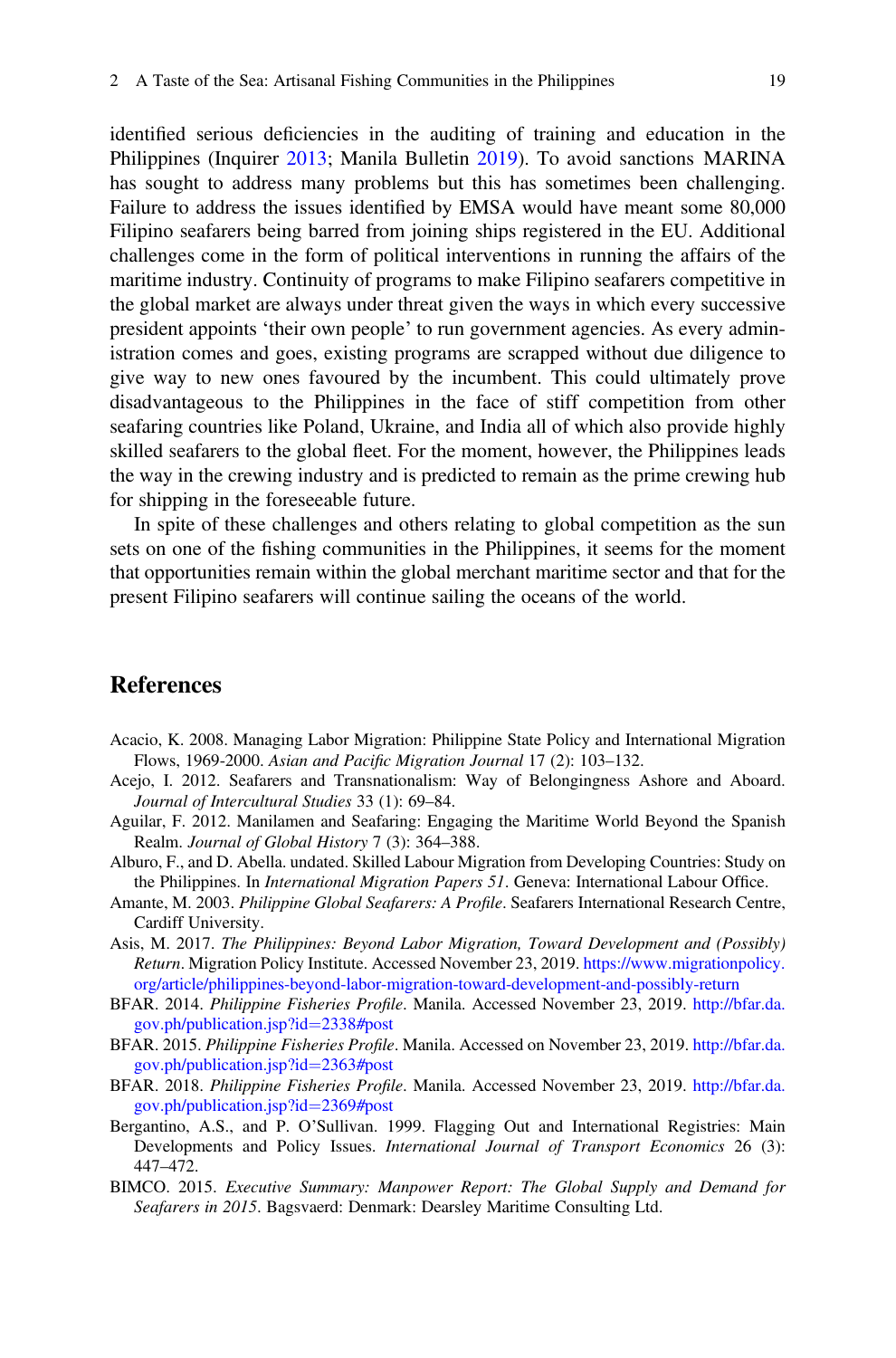identified serious deficiencies in the auditing of training and education in the Philippines (Inquirer 2013; Manila Bulletin 2019). To avoid sanctions MARINA has sought to address many problems but this has sometimes been challenging. Failure to address the issues identified by EMSA would have meant some 80,000 Filipino seafarers being barred from joining ships registered in the EU. Additional challenges come in the form of political interventions in running the affairs of the maritime industry. Continuity of programs to make Filipino seafarers competitive in the global market are always under threat given the ways in which every successive president appoints 'their own people' to run government agencies. As every administration comes and goes, existing programs are scrapped without due diligence to give way to new ones favoured by the incumbent. This could ultimately prove disadvantageous to the Philippines in the face of stiff competition from other seafaring countries like Poland, Ukraine, and India all of which also provide highly skilled seafarers to the global fleet. For the moment, however, the Philippines leads the way in the crewing industry and is predicted to remain as the prime crewing hub for shipping in the foreseeable future.

In spite of these challenges and others relating to global competition as the sun sets on one of the fishing communities in the Philippines, it seems for the moment that opportunities remain within the global merchant maritime sector and that for the present Filipino seafarers will continue sailing the oceans of the world.

## References

Acacio, K. 2008. Managing Labor Migration: Philippine State Policy and International Migration Flows, 1969-2000. *Asian and Pacific Migration Journal* 17 (2): 103–132.

Acejo, I. 2012. Seafarers and Transnationalism: Way of Belongingness Ashore and Aboard. *Journal of Intercultural Studies* 33 (1): 69–84.

Aguilar, F. 2012. Manilamen and Seafaring: Engaging the Maritime World Beyond the Spanish Realm. *Journal of Global History* 7 (3): 364–388.

Alburo, F., and D. Abella. undated. Skilled Labour Migration from Developing Countries: Study on the Philippines. In *International Migration Papers 51*. Geneva: International Labour Office.

Amante, M. 2003. *Philippine Global Seafarers: A Profile*. Seafarers International Research Centre, Cardiff University.

Asis, M. 2017. *The Philippines: Beyond Labor Migration, Toward Development and (Possibly) Return*. Migration Policy Institute. Accessed November 23, 2019. https://www.migrationpolicy.org/article/philippines-beyond-labor-migration-toward-development-and-possibly-return

BFAR. 2014. *Philippine Fisheries Profile*. Manila. Accessed November 23, 2019. http://bfar.da.gov.ph/publication.jsp?id=2338#post

BFAR. 2015. *Philippine Fisheries Profile*. Manila. Accessed on November 23, 2019. http://bfar.da.gov.ph/publication.jsp?id=2363#post

BFAR. 2018. *Philippine Fisheries Profile*. Manila. Accessed November 23, 2019. http://bfar.da.gov.ph/publication.jsp?id=2369#post

Bergantino, A.S., and P. O'Sullivan. 1999. Flagging Out and International Registries: Main Developments and Policy Issues. *International Journal of Transport Economics* 26 (3): 447–472.

BIMCO. 2015. *Executive Summary: Manpower Report: The Global Supply and Demand for Seafarers in 2015*. Bagsvaerd: Denmark: Dearsley Maritime Consulting Ltd.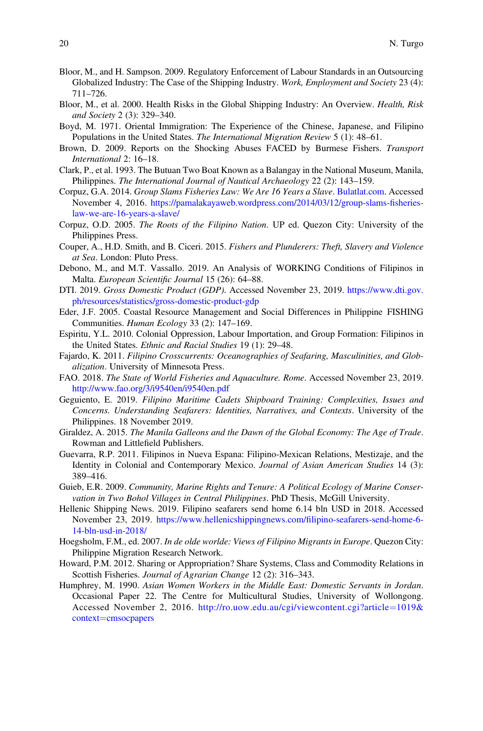Bloor, M., and H. Sampson. 2009. Regulatory Enforcement of Labour Standards in an Outsourcing Globalized Industry: The Case of the Shipping Industry. *Work, Employment and Society* 23 (4): 711–726.

Bloor, M., et al. 2000. Health Risks in the Global Shipping Industry: An Overview. *Health, Risk and Society* 2 (3): 329–340.

Boyd, M. 1971. Oriental Immigration: The Experience of the Chinese, Japanese, and Filipino Populations in the United States. *The International Migration Review* 5 (1): 48–61.

Brown, D. 2009. Reports on the Shocking Abuses FACED by Burmese Fishers. *Transport International* 2: 16–18.

Clark, P., et al. 1993. The Butuan Two Boat Known as a Balangay in the National Museum, Manila, Philippines. *The International Journal of Nautical Archaeology* 22 (2): 143–159.

Corpuz, G.A. 2014. *Group Slams Fisheries Law: We Are 16 Years a Slave*. Bulatlat.com. Accessed November 4, 2016. https://pamalakayaweb.wordpress.com/2014/03/12/group-slams-fisheries-law-we-are-16-years-a-slave/

Corpuz, O.D. 2005. *The Roots of the Filipino Nation*. UP ed. Quezon City: University of the Philippines Press.

Couper, A., H.D. Smith, and B. Ciceri. 2015. *Fishers and Plunderers: Theft, Slavery and Violence at Sea*. London: Pluto Press.

Debono, M., and M.T. Vassallo. 2019. An Analysis of WORKING Conditions of Filipinos in Malta. *European Scientific Journal* 15 (26): 64–88.

DTI. 2019. *Gross Domestic Product (GDP)*. Accessed November 23, 2019. https://www.dti.gov.ph/resources/statistics/gross-domestic-product-gdp

Eder, J.F. 2005. Coastal Resource Management and Social Differences in Philippine FISHING Communities. *Human Ecology* 33 (2): 147–169.

Espiritu, Y.L. 2010. Colonial Oppression, Labour Importation, and Group Formation: Filipinos in the United States. *Ethnic and Racial Studies* 19 (1): 29–48.

Fajardo, K. 2011. *Filipino Crosscurrents: Oceanographies of Seafaring, Masculinities, and Globalization*. University of Minnesota Press.

FAO. 2018. *The State of World Fisheries and Aquaculture. Rome*. Accessed November 23, 2019. http://www.fao.org/3/i9540en/i9540en.pdf

Geguiento, E. 2019. *Filipino Maritime Cadets Shipboard Training: Complexities, Issues and Concerns. Understanding Seafarers: Identities, Narratives, and Contexts*. University of the Philippines. 18 November 2019.

Giraldez, A. 2015. *The Manila Galleons and the Dawn of the Global Economy: The Age of Trade*. Rowman and Littlefield Publishers.

Guevarra, R.P. 2011. Filipinos in Nueva Espana: Filipino-Mexican Relations, Mestizaje, and the Identity in Colonial and Contemporary Mexico. *Journal of Asian American Studies* 14 (3): 389–416.

Guieb, E.R. 2009. *Community, Marine Rights and Tenure: A Political Ecology of Marine Conservation in Two Bohol Villages in Central Philippines*. PhD Thesis, McGill University.

Hellenic Shipping News. 2019. Filipino seafarers send home 6.14 bln USD in 2018. Accessed November 23, 2019. https://www.hellenicshippingnews.com/filipino-seafarers-send-home-6-14-bln-usd-in-2018/

Hoegsholm, F.M., ed. 2007. *In de olde worlde: Views of Filipino Migrants in Europe*. Quezon City: Philippine Migration Research Network.

Howard, P.M. 2012. Sharing or Appropriation? Share Systems, Class and Commodity Relations in Scottish Fisheries. *Journal of Agrarian Change* 12 (2): 316–343.

Humphrey, M. 1990. *Asian Women Workers in the Middle East: Domestic Servants in Jordan*. Occasional Paper 22. The Centre for Multicultural Studies, University of Wollongong. Accessed November 2, 2016. http://ro.uow.edu.au/cgi/viewcontent.cgi?article=1019&context=cmsocpapers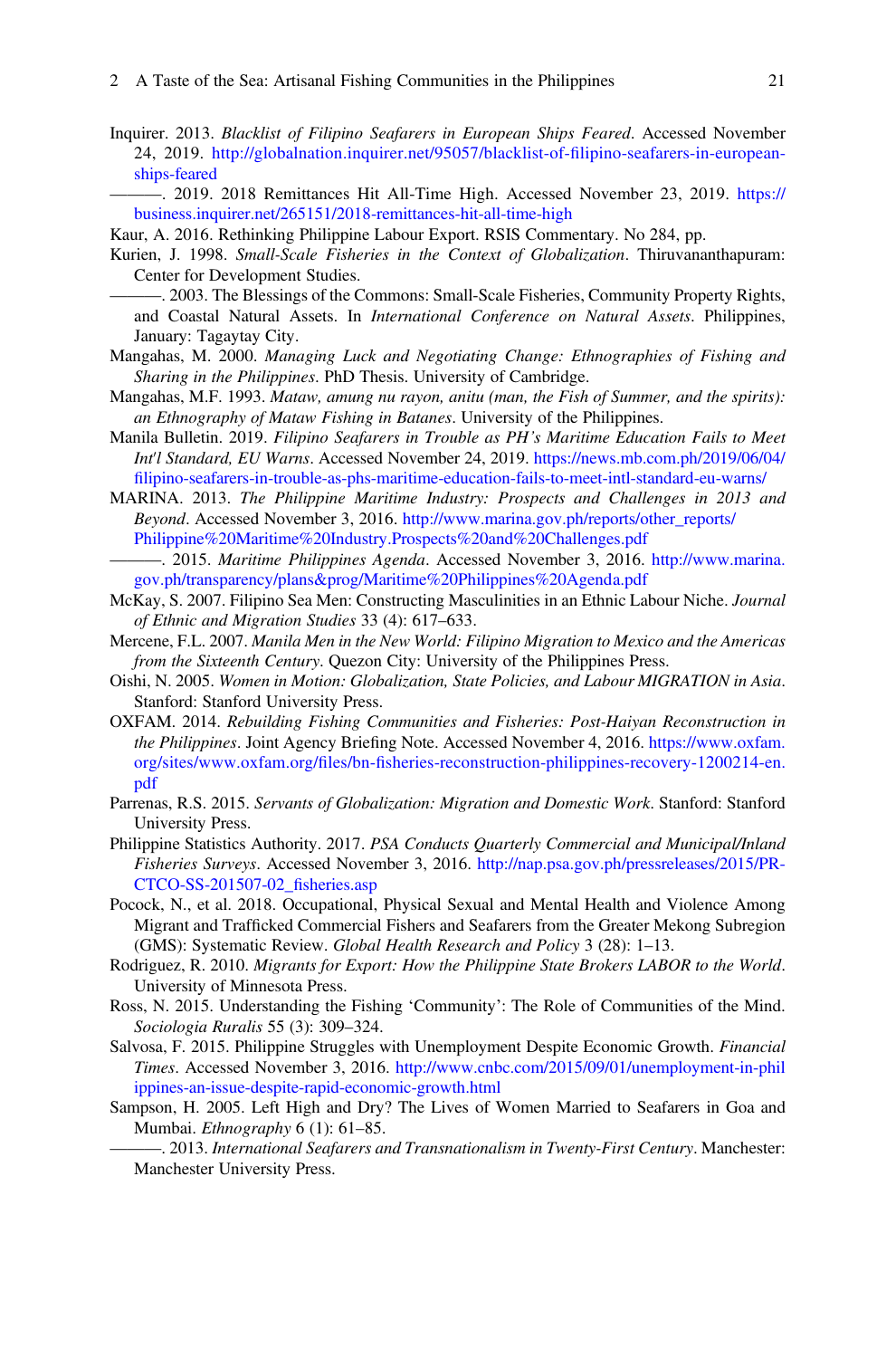Inquirer. 2013. *Blacklist of Filipino Seafarers in European Ships Feared*. Accessed November 24, 2019. http://globalnation.inquirer.net/95057/blacklist-of-filipino-seafarers-in-european-ships-feared

———. 2019. 2018 Remittances Hit All-Time High. Accessed November 23, 2019. https://business.inquirer.net/265151/2018-remittances-hit-all-time-high

Kaur, A. 2016. Rethinking Philippine Labour Export. RSIS Commentary. No 284, pp.

Kurien, J. 1998. *Small-Scale Fisheries in the Context of Globalization*. Thiruvananthapuram: Center for Development Studies.

———. 2003. The Blessings of the Commons: Small-Scale Fisheries, Community Property Rights, and Coastal Natural Assets. In *International Conference on Natural Assets*. Philippines, January: Tagaytay City.

Mangahas, M. 2000. *Managing Luck and Negotiating Change: Ethnographies of Fishing and Sharing in the Philippines*. PhD Thesis. University of Cambridge.

Mangahas, M.F. 1993. *Mataw, amung nu rayon, anitu (man, the Fish of Summer, and the spirits): an Ethnography of Mataw Fishing in Batanes*. University of the Philippines.

Manila Bulletin. 2019. *Filipino Seafarers in Trouble as PH's Maritime Education Fails to Meet Int'l Standard, EU Warns*. Accessed November 24, 2019. https://news.mb.com.ph/2019/06/04/filipino-seafarers-in-trouble-as-phs-maritime-education-fails-to-meet-intl-standard-eu-warns/

MARINA. 2013. *The Philippine Maritime Industry: Prospects and Challenges in 2013 and Beyond*. Accessed November 3, 2016. http://www.marina.gov.ph/reports/other_reports/Philippine%20Maritime%20Industry.Prospects%20and%20Challenges.pdf

———. 2015. *Maritime Philippines Agenda*. Accessed November 3, 2016. http://www.marina.gov.ph/transparency/plans&prog/Maritime%20Philippines%20Agenda.pdf

McKay, S. 2007. Filipino Sea Men: Constructing Masculinities in an Ethnic Labour Niche. *Journal of Ethnic and Migration Studies* 33 (4): 617–633.

Mercene, F.L. 2007. *Manila Men in the New World: Filipino Migration to Mexico and the Americas from the Sixteenth Century*. Quezon City: University of the Philippines Press.

Oishi, N. 2005. *Women in Motion: Globalization, State Policies, and Labour MIGRATION in Asia*. Stanford: Stanford University Press.

OXFAM. 2014. *Rebuilding Fishing Communities and Fisheries: Post-Haiyan Reconstruction in the Philippines*. Joint Agency Briefing Note. Accessed November 4, 2016. https://www.oxfam.org/sites/www.oxfam.org/files/bn-fisheries-reconstruction-philippines-recovery-1200214-en.pdf

Parrenas, R.S. 2015. *Servants of Globalization: Migration and Domestic Work*. Stanford: Stanford University Press.

Philippine Statistics Authority. 2017. *PSA Conducts Quarterly Commercial and Municipal/Inland Fisheries Surveys*. Accessed November 3, 2016. http://nap.psa.gov.ph/pressreleases/2015/PR-CTCO-SS-201507-02_fisheries.asp

Pocock, N., et al. 2018. Occupational, Physical Sexual and Mental Health and Violence Among Migrant and Trafficked Commercial Fishers and Seafarers from the Greater Mekong Subregion (GMS): Systematic Review. *Global Health Research and Policy* 3 (28): 1–13.

Rodriguez, R. 2010. *Migrants for Export: How the Philippine State Brokers LABOR to the World*. University of Minnesota Press.

Ross, N. 2015. Understanding the Fishing 'Community': The Role of Communities of the Mind. *Sociologia Ruralis* 55 (3): 309–324.

Salvosa, F. 2015. Philippine Struggles with Unemployment Despite Economic Growth. *Financial Times*. Accessed November 3, 2016. http://www.cnbc.com/2015/09/01/unemployment-in-philippines-an-issue-despite-rapid-economic-growth.html

Sampson, H. 2005. Left High and Dry? The Lives of Women Married to Seafarers in Goa and Mumbai. *Ethnography* 6 (1): 61–85.

———. 2013. *International Seafarers and Transnationalism in Twenty-First Century*. Manchester: Manchester University Press.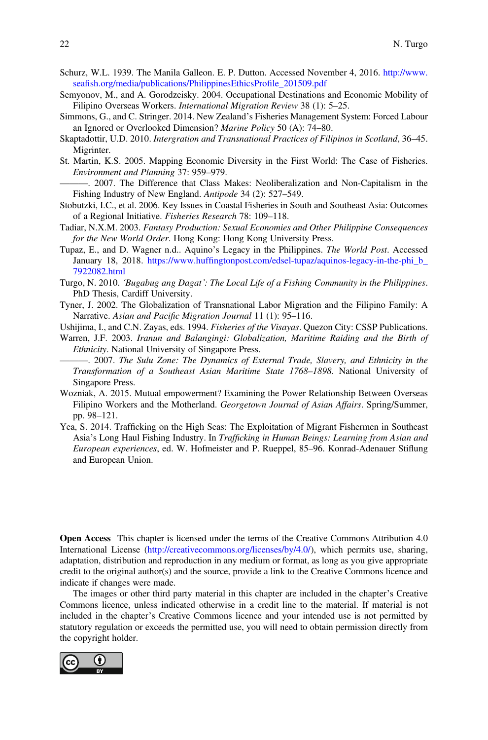Schurz, W.L. 1939. The Manila Galleon. E. P. Dutton. Accessed November 4, 2016. http://www.seafish.org/media/publications/PhilippinesEthicsProfile_201509.pdf

Semyonov, M., and A. Gorodzeisky. 2004. Occupational Destinations and Economic Mobility of Filipino Overseas Workers. *International Migration Review* 38 (1): 5–25.

Simmons, G., and C. Stringer. 2014. New Zealand's Fisheries Management System: Forced Labour an Ignored or Overlooked Dimension? *Marine Policy* 50 (A): 74–80.

Skaptadottir, U.D. 2010. *Intergration and Transnational Practices of Filipinos in Scotland*, 36–45. Migrinter.

St. Martin, K.S. 2005. Mapping Economic Diversity in the First World: The Case of Fisheries. *Environment and Planning* 37: 959–979.

———. 2007. The Difference that Class Makes: Neoliberalization and Non-Capitalism in the Fishing Industry of New England. *Antipode* 34 (2): 527–549.

Stobutzki, I.C., et al. 2006. Key Issues in Coastal Fisheries in South and Southeast Asia: Outcomes of a Regional Initiative. *Fisheries Research* 78: 109–118.

Tadiar, N.X.M. 2003. *Fantasy Production: Sexual Economies and Other Philippine Consequences for the New World Order*. Hong Kong: Hong Kong University Press.

Tupaz, E., and D. Wagner n.d.. Aquino's Legacy in the Philippines. *The World Post*. Accessed January 18, 2018. https://www.huffingtonpost.com/edsel-tupaz/aquinos-legacy-in-the-phi_b_7922082.html

Turgo, N. 2010. *'Bugabug ang Dagat': The Local Life of a Fishing Community in the Philippines*. PhD Thesis, Cardiff University.

Tyner, J. 2002. The Globalization of Transnational Labor Migration and the Filipino Family: A Narrative. *Asian and Pacific Migration Journal* 11 (1): 95–116.

Ushijima, I., and C.N. Zayas, eds. 1994. *Fisheries of the Visayas*. Quezon City: CSSP Publications.

Warren, J.F. 2003. *Iranun and Balangingi: Globalization, Maritime Raiding and the Birth of Ethnicity*. National University of Singapore Press.

———. 2007. *The Sulu Zone: The Dynamics of External Trade, Slavery, and Ethnicity in the Transformation of a Southeast Asian Maritime State 1768–1898*. National University of Singapore Press.

Wozniak, A. 2015. Mutual empowerment? Examining the Power Relationship Between Overseas Filipino Workers and the Motherland. *Georgetown Journal of Asian Affairs*. Spring/Summer, pp. 98–121.

Yea, S. 2014. Trafficking on the High Seas: The Exploitation of Migrant Fishermen in Southeast Asia's Long Haul Fishing Industry. In *Trafficking in Human Beings: Learning from Asian and European experiences*, ed. W. Hofmeister and P. Rueppel, 85–96. Konrad-Adenauer Stiflung and European Union.

**Open Access** This chapter is licensed under the terms of the Creative Commons Attribution 4.0 International License (http://creativecommons.org/licenses/by/4.0/), which permits use, sharing, adaptation, distribution and reproduction in any medium or format, as long as you give appropriate credit to the original author(s) and the source, provide a link to the Creative Commons licence and indicate if changes were made.

The images or other third party material in this chapter are included in the chapter's Creative Commons licence, unless indicated otherwise in a credit line to the material. If material is not included in the chapter's Creative Commons licence and your intended use is not permitted by statutory regulation or exceeds the permitted use, you will need to obtain permission directly from the copyright holder.